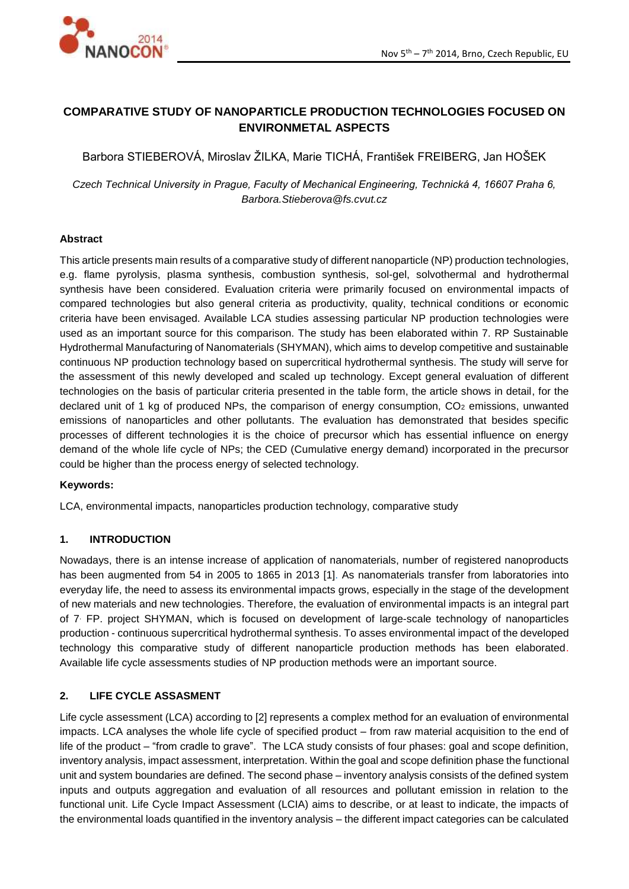# COMPARATIVE STUDY OF NANOPARTICLE PRODUCTION TECHNOLOGIES FOCUSED ON ENVIRONMETAL ASPECTS

Barbora STIEBEROVÁ, Miroslav ŽILKA, Marie TICHÁ, František FREIBERG, Jan HOŠEK

*Czech Technical University in Prague, Faculty of Mechanical Engineering, Technická 4, 16607 Praha 6, Barbora.Stieberova@fs.cvut.cz*

**Abstract**

This article presents main results of a comparative study of different nanoparticle (NP) production technologies, e.g. flame pyrolysis, plasma synthesis, combustion synthesis, sol-gel, solvothermal and hydrothermal synthesis have been considered. Evaluation criteria were primarily focused on environmental impacts of compared technologies but also general criteria as productivity, quality, technical conditions or economic criteria have been envisaged. Available LCA studies assessing particular NP production technologies were used as an important source for this comparison. The study has been elaborated within 7. RP Sustainable Hydrothermal Manufacturing of Nanomaterials (SHYMAN), which aims to develop competitive and sustainable continuous NP production technology based on supercritical hydrothermal synthesis. The study will serve for the assessment of this newly developed and scaled up technology. Except general evaluation of different technologies on the basis of particular criteria presented in the table form, the article shows in detail, for the declared unit of 1 kg of produced NPs, the comparison of energy consumption, $CO_2$ emissions, unwanted emissions of nanoparticles and other pollutants. The evaluation has demonstrated that besides specific processes of different technologies it is the choice of precursor which has essential influence on energy demand of the whole life cycle of NPs; the CED (Cumulative energy demand) incorporated in the precursor could be higher than the process energy of selected technology.

**Keywords:**

LCA, environmental impacts, nanoparticles production technology, comparative study

## 1. INTRODUCTION

Nowadays, there is an intense increase of application of nanomaterials, number of registered nanoproducts has been augmented from 54 in 2005 to 1865 in 2013 [1]. As nanomaterials transfer from laboratories into everyday life, the need to assess its environmental impacts grows, especially in the stage of the development of new materials and new technologies. Therefore, the evaluation of environmental impacts is an integral part of 7. FP. project SHYMAN, which is focused on development of large-scale technology of nanoparticles production - continuous supercritical hydrothermal synthesis. To asses environmental impact of the developed technology this comparative study of different nanoparticle production methods has been elaborated. Available life cycle assessments studies of NP production methods were an important source.

## 2. LIFE CYCLE ASSASMENT

Life cycle assessment (LCA) according to [2] represents a complex method for an evaluation of environmental impacts. LCA analyses the whole life cycle of specified product – from raw material acquisition to the end of life of the product – "from cradle to grave". The LCA study consists of four phases: goal and scope definition, inventory analysis, impact assessment, interpretation. Within the goal and scope definition phase the functional unit and system boundaries are defined. The second phase – inventory analysis consists of the defined system inputs and outputs aggregation and evaluation of all resources and pollutant emission in relation to the functional unit. Life Cycle Impact Assessment (LCIA) aims to describe, or at least to indicate, the impacts of the environmental loads quantified in the inventory analysis – the different impact categories can be calculated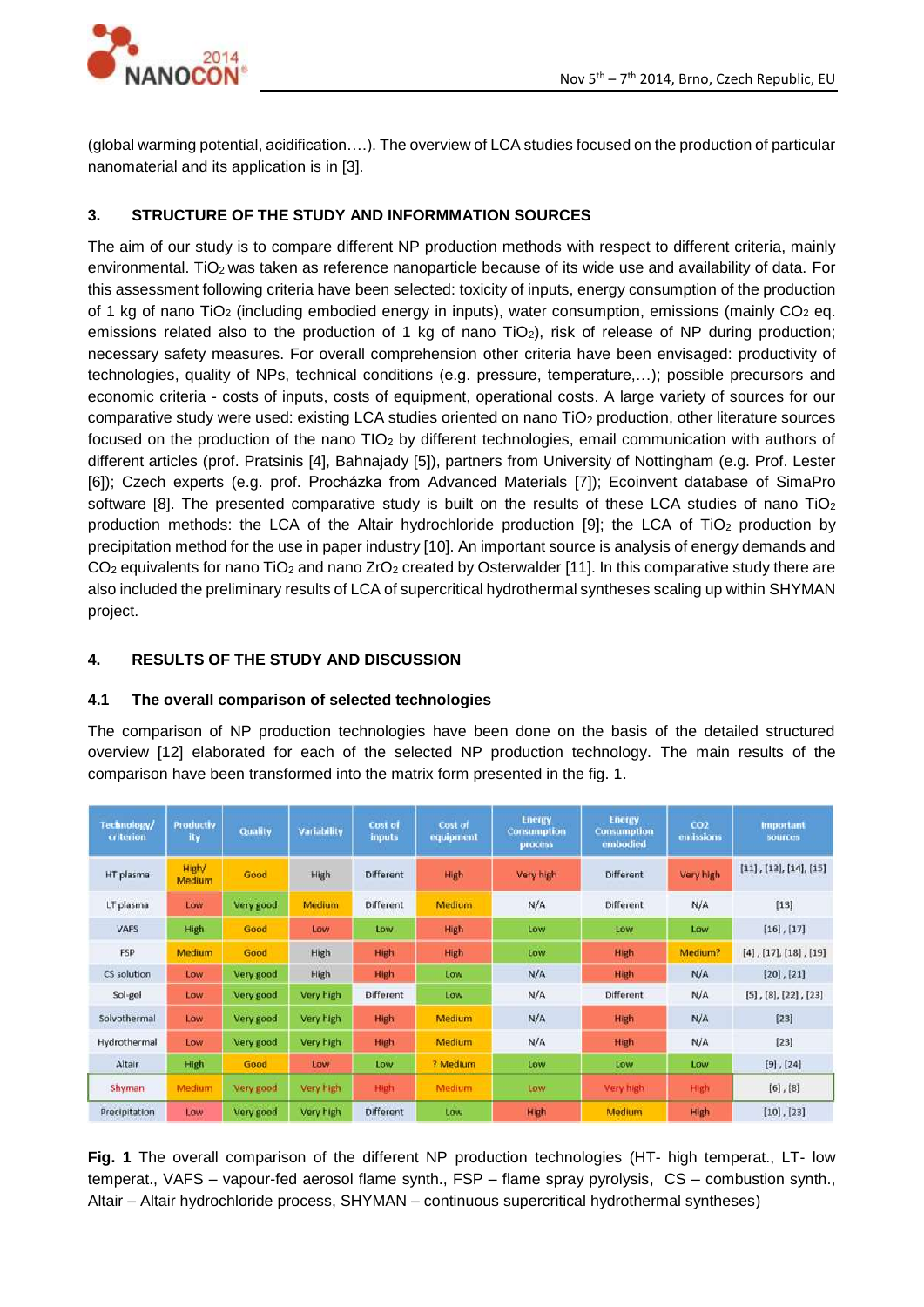(global warming potential, acidification….). The overview of LCA studies focused on the production of particular nanomaterial and its application is in [3].

## 3. STRUCTURE OF THE STUDY AND INFORMMATION SOURCES

The aim of our study is to compare different NP production methods with respect to different criteria, mainly environmental. $TiO_2$ was taken as reference nanoparticle because of its wide use and availability of data. For this assessment following criteria have been selected: toxicity of inputs, energy consumption of the production of 1 kg of nano $TiO_2$ (including embodied energy in inputs), water consumption, emissions (mainly $CO_2$ eq. emissions related also to the production of 1 kg of nano $TiO_2$), risk of release of NP during production; necessary safety measures. For overall comprehension other criteria have been envisaged: productivity of technologies, quality of NPs, technical conditions (e.g. pressure, temperature,…); possible precursors and economic criteria - costs of inputs, costs of equipment, operational costs. A large variety of sources for our comparative study were used: existing LCA studies oriented on nano $TiO_2$ production, other literature sources focused on the production of the nano $TIO_2$ by different technologies, email communication with authors of different articles (prof. Pratsinis [4], Bahnajady [5]), partners from University of Nottingham (e.g. Prof. Lester [6]); Czech experts (e.g. prof. Procházka from Advanced Materials [7]); Ecoinvent database of SimaPro software [8]. The presented comparative study is built on the results of these LCA studies of nano $TiO_2$ production methods: the LCA of the Altair hydrochloride production [9]; the LCA of $TiO_2$ production by precipitation method for the use in paper industry [10]. An important source is analysis of energy demands and $CO_2$ equivalents for nano $TiO_2$ and nano $ZrO_2$ created by Osterwalder [11]. In this comparative study there are also included the preliminary results of LCA of supercritical hydrothermal syntheses scaling up within SHYMAN project.

## 4. RESULTS OF THE STUDY AND DISCUSSION

### 4.1 The overall comparison of selected technologies

The comparison of NP production technologies have been done on the basis of the detailed structured overview [12] elaborated for each of the selected NP production technology. The main results of the comparison have been transformed into the matrix form presented in the fig. 1.

| Technology/ criterion | Productivity | Quality | Variability | Cost of inputs | Cost of equipment | Energy Consumption process | Energy Consumption embodied | CO2 emissions | Important sources |
|---|---|---|---|---|---|---|---|---|---|
| HT plasma | High/ Medium | Good | High | Different | High | Very high | Different | Very high | [11], [13], [14], [15] |
| LT plasma | Low | Very good | Medium | Different | Medium | N/A | Different | N/A | [13] |
| VAFS | High | Good | Low | Low | High | Low | Low | Low | [16], [17] |
| FSP | Medium | Good | High | High | High | Low | High | Medium? | [4], [17], [18], [19] |
| CS solution | Low | Very good | High | High | Low | N/A | High | N/A | [20], [21] |
| Sol-gel | Low | Very good | Very high | Different | Low | N/A | Different | N/A | [5], [8], [22], [23] |
| Solvothermal | Low | Very good | Very high | High | Medium | N/A | High | N/A | [23] |
| Hydrothermal | Low | Very good | Very high | High | Medium | N/A | High | N/A | [23] |
| Altair | High | Good | Low | Low | ? Medium | Low | Low | Low | [9], [24] |
| Shyman | Medium | Very good | Very high | High | Medium | Low | Very high | High | [6], [8] |
| Precipitation | Low | Very good | Very high | Different | Low | High | Medium | High | [10], [23] |

**Fig. 1** The overall comparison of the different NP production technologies (HT- high temperat., LT- low temperat., VAFS – vapour-fed aerosol flame synth., FSP – flame spray pyrolysis, CS – combustion synth., Altair – Altair hydrochloride process, SHYMAN – continuous supercritical hydrothermal syntheses)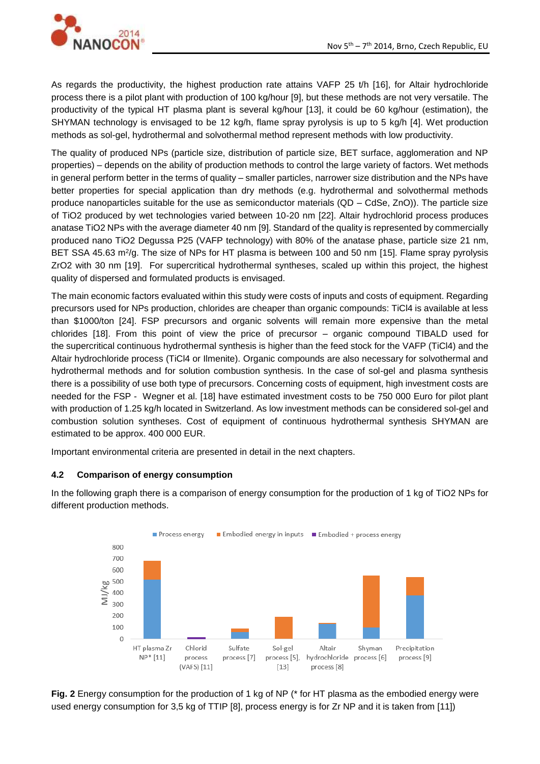As regards the productivity, the highest production rate attains VAFP 25 t/h [16], for Altair hydrochloride process there is a pilot plant with production of 100 kg/hour [9], but these methods are not very versatile. The productivity of the typical HT plasma plant is several kg/hour [13], it could be 60 kg/hour (estimation), the SHYMAN technology is envisaged to be 12 kg/h, flame spray pyrolysis is up to 5 kg/h [4]. Wet production methods as sol-gel, hydrothermal and solvothermal method represent methods with low productivity.

The quality of produced NPs (particle size, distribution of particle size, BET surface, agglomeration and NP properties) – depends on the ability of production methods to control the large variety of factors. Wet methods in general perform better in the terms of quality – smaller particles, narrower size distribution and the NPs have better properties for special application than dry methods (e.g. hydrothermal and solvothermal methods produce nanoparticles suitable for the use as semiconductor materials (QD – CdSe, ZnO)). The particle size of $TiO_2$ produced by wet technologies varied between 10-20 nm [22]. Altair hydrochlorid process produces anatase $TiO_2$ NPs with the average diameter 40 nm [9]. Standard of the quality is represented by commercially produced nano $TiO_2$ Degussa P25 (VAFP technology) with 80% of the anatase phase, particle size 21 nm, BET SSA 45.63 $m^2/g$. The size of NPs for HT plasma is between 100 and 50 nm [15]. Flame spray pyrolysis $ZrO_2$ with 30 nm [19]. For supercritical hydrothermal syntheses, scaled up within this project, the highest quality of dispersed and formulated products is envisaged.

The main economic factors evaluated within this study were costs of inputs and costs of equipment. Regarding precursors used for NPs production, chlorides are cheaper than organic compounds: $TiCl_4$ is available at less than $1000/ton [24]. FSP precursors and organic solvents will remain more expensive than the metal chlorides [18]. From this point of view the price of precursor – organic compound TIBALD used for the supercritical continuous hydrothermal synthesis is higher than the feed stock for the VAFP ($TiCl_4$) and the Altair hydrochloride process ($TiCl_4$ or Ilmenite). Organic compounds are also necessary for solvothermal and hydrothermal methods and for solution combustion synthesis. In the case of sol-gel and plasma synthesis there is a possibility of use both type of precursors. Concerning costs of equipment, high investment costs are needed for the FSP - Wegner et al. [18] have estimated investment costs to be 750 000 Euro for pilot plant with production of 1.25 kg/h located in Switzerland. As low investment methods can be considered sol-gel and combustion solution syntheses. Cost of equipment of continuous hydrothermal synthesis SHYMAN are estimated to be approx. 400 000 EUR.

Important environmental criteria are presented in detail in the next chapters.

### 4.2 Comparison of energy consumption

In the following graph there is a comparison of energy consumption for the production of 1 kg of $TiO_2$ NPs for different production methods.

**Fig. 2** Energy consumption for the production of 1 kg of NP (* for HT plasma as the embodied energy were used energy consumption for 3,5 kg of TTIP [8], process energy is for Zr NP and it is taken from [11])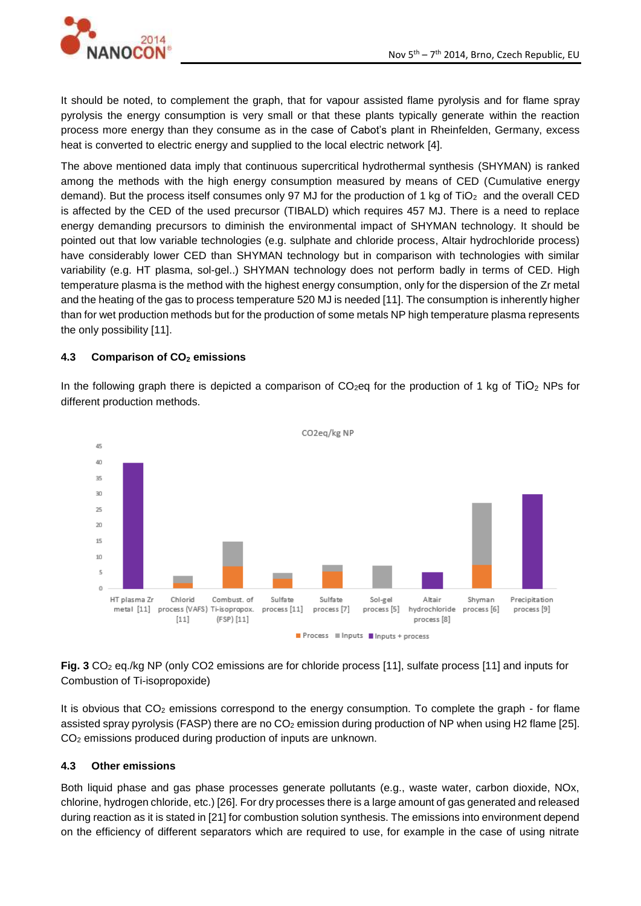It should be noted, to complement the graph, that for vapour assisted flame pyrolysis and for flame spray pyrolysis the energy consumption is very small or that these plants typically generate within the reaction process more energy than they consume as in the case of Cabot's plant in Rheinfelden, Germany, excess heat is converted to electric energy and supplied to the local electric network [4].

The above mentioned data imply that continuous supercritical hydrothermal synthesis (SHYMAN) is ranked among the methods with the high energy consumption measured by means of CED (Cumulative energy demand). But the process itself consumes only 97 MJ for the production of 1 kg of $TiO_2$ and the overall CED is affected by the CED of the used precursor (TIBALD) which requires 457 MJ. There is a need to replace energy demanding precursors to diminish the environmental impact of SHYMAN technology. It should be pointed out that low variable technologies (e.g. sulphate and chloride process, Altair hydrochloride process) have considerably lower CED than SHYMAN technology but in comparison with technologies with similar variability (e.g. HT plasma, sol-gel..) SHYMAN technology does not perform badly in terms of CED. High temperature plasma is the method with the highest energy consumption, only for the dispersion of the Zr metal and the heating of the gas to process temperature 520 MJ is needed [11]. The consumption is inherently higher than for wet production methods but for the production of some metals NP high temperature plasma represents the only possibility [11].

### 4.3 Comparison of $CO_2$ emissions

In the following graph there is depicted a comparison of $CO_2$eq for the production of 1 kg of $TiO_2$ NPs for different production methods.

**Fig. 3** $CO_2$ eq./kg NP (only CO2 emissions are for chloride process [11], sulfate process [11] and inputs for Combustion of Ti-isopropoxide)

It is obvious that $CO_2$ emissions correspond to the energy consumption. To complete the graph - for flame assisted spray pyrolysis (FASP) there are no $CO_2$ emission during production of NP when using H2 flame [25]. $CO_2$ emissions produced during production of inputs are unknown.

### 4.3 Other emissions

Both liquid phase and gas phase processes generate pollutants (e.g., waste water, carbon dioxide, NOx, chlorine, hydrogen chloride, etc.) [26]. For dry processes there is a large amount of gas generated and released during reaction as it is stated in [21] for combustion solution synthesis. The emissions into environment depend on the efficiency of different separators which are required to use, for example in the case of using nitrate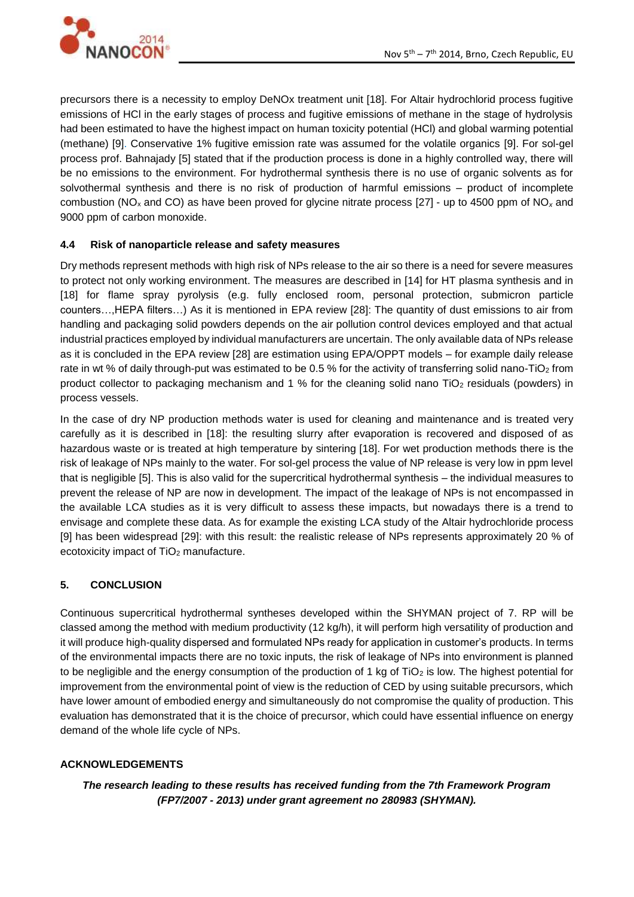precursors there is a necessity to employ DeNOx treatment unit [18]. For Altair hydrochlorid process fugitive emissions of HCl in the early stages of process and fugitive emissions of methane in the stage of hydrolysis had been estimated to have the highest impact on human toxicity potential (HCl) and global warming potential (methane) [9]. Conservative 1% fugitive emission rate was assumed for the volatile organics [9]. For sol-gel process prof. Bahnajady [5] stated that if the production process is done in a highly controlled way, there will be no emissions to the environment. For hydrothermal synthesis there is no use of organic solvents as for solvothermal synthesis and there is no risk of production of harmful emissions – product of incomplete combustion ($NO_x$ and CO) as have been proved for glycine nitrate process [27] - up to 4500 ppm of $NO_x$ and 9000 ppm of carbon monoxide.

### 4.4 Risk of nanoparticle release and safety measures

Dry methods represent methods with high risk of NPs release to the air so there is a need for severe measures to protect not only working environment. The measures are described in [14] for HT plasma synthesis and in [18] for flame spray pyrolysis (e.g. fully enclosed room, personal protection, submicron particle counters…,HEPA filters…) As it is mentioned in EPA review [28]: The quantity of dust emissions to air from handling and packaging solid powders depends on the air pollution control devices employed and that actual industrial practices employed by individual manufacturers are uncertain. The only available data of NPs release as it is concluded in the EPA review [28] are estimation using EPA/OPPT models – for example daily release rate in wt % of daily through-put was estimated to be 0.5 % for the activity of transferring solid nano-$TiO_2$ from product collector to packaging mechanism and 1 % for the cleaning solid nano $TiO_2$ residuals (powders) in process vessels.

In the case of dry NP production methods water is used for cleaning and maintenance and is treated very carefully as it is described in [18]: the resulting slurry after evaporation is recovered and disposed of as hazardous waste or is treated at high temperature by sintering [18]. For wet production methods there is the risk of leakage of NPs mainly to the water. For sol-gel process the value of NP release is very low in ppm level that is negligible [5]. This is also valid for the supercritical hydrothermal synthesis – the individual measures to prevent the release of NP are now in development. The impact of the leakage of NPs is not encompassed in the available LCA studies as it is very difficult to assess these impacts, but nowadays there is a trend to envisage and complete these data. As for example the existing LCA study of the Altair hydrochloride process [9] has been widespread [29]: with this result: the realistic release of NPs represents approximately 20 % of ecotoxicity impact of $TiO_2$ manufacture.

## 5. CONCLUSION

Continuous supercritical hydrothermal syntheses developed within the SHYMAN project of 7. RP will be classed among the method with medium productivity (12 kg/h), it will perform high versatility of production and it will produce high-quality dispersed and formulated NPs ready for application in customer's products. In terms of the environmental impacts there are no toxic inputs, the risk of leakage of NPs into environment is planned to be negligible and the energy consumption of the production of 1 kg of $TiO_2$ is low. The highest potential for improvement from the environmental point of view is the reduction of CED by using suitable precursors, which have lower amount of embodied energy and simultaneously do not compromise the quality of production. This evaluation has demonstrated that it is the choice of precursor, which could have essential influence on energy demand of the whole life cycle of NPs.

#### ACKNOWLEDGEMENTS

***The research leading to these results has received funding from the 7th Framework Program (FP7/2007 - 2013) under grant agreement no 280983 (SHYMAN).***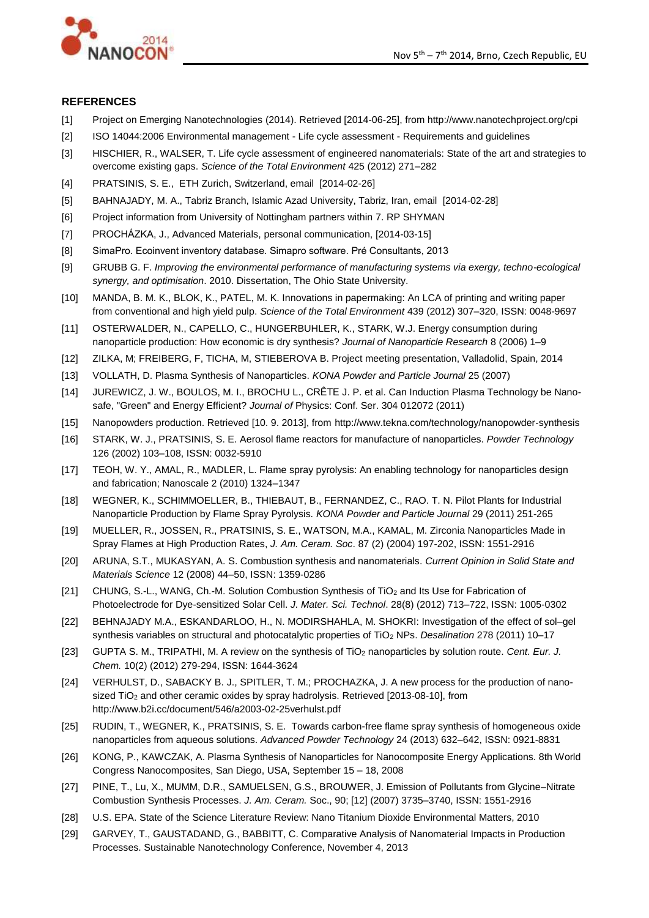## REFERENCES

[1] Project on Emerging Nanotechnologies (2014). Retrieved [2014-06-25], from http://www.nanotechproject.org/cpi

[2] ISO 14044:2006 Environmental management - Life cycle assessment - Requirements and guidelines

[3] HISCHIER, R., WALSER, T. Life cycle assessment of engineered nanomaterials: State of the art and strategies to overcome existing gaps. *Science of the Total Environment* 425 (2012) 271–282

[4] PRATSINIS, S. E., ETH Zurich, Switzerland, email [2014-02-26]

[5] BAHNAJADY, M. A., Tabriz Branch, Islamic Azad University, Tabriz, Iran, email [2014-02-28]

[6] Project information from University of Nottingham partners within 7. RP SHYMAN

[7] PROCHÁZKA, J., Advanced Materials, personal communication, [2014-03-15]

[8] SimaPro. Ecoinvent inventory database. Simapro software. Pré Consultants, 2013

[9] GRUBB G. F. *Improving the environmental performance of manufacturing systems via exergy, techno-ecological synergy, and optimisation*. 2010. Dissertation, The Ohio State University.

[10] MANDA, B. M. K., BLOK, K., PATEL, M. K. Innovations in papermaking: An LCA of printing and writing paper from conventional and high yield pulp. *Science of the Total Environment* 439 (2012) 307–320, ISSN: 0048-9697

[11] OSTERWALDER, N., CAPELLO, C., HUNGERBUHLER, K., STARK, W.J. Energy consumption during nanoparticle production: How economic is dry synthesis? *Journal of Nanoparticle Research* 8 (2006) 1–9

[12] ZILKA, M; FREIBERG, F, TICHA, M, STIEBEROVA B. Project meeting presentation, Valladolid, Spain, 2014

[13] VOLLATH, D. Plasma Synthesis of Nanoparticles. *KONA Powder and Particle Journal* 25 (2007)

[14] JUREWICZ, J. W., BOULOS, M. I., BROCHU L., CRÊTE J. P. et al. Can Induction Plasma Technology be Nano-safe, "Green" and Energy Efficient? *Journal of* Physics: Conf. Ser. 304 012072 (2011)

[15] Nanopowders production. Retrieved [10. 9. 2013], from http://www.tekna.com/technology/nanopowder-synthesis

[16] STARK, W. J., PRATSINIS, S. E. Aerosol flame reactors for manufacture of nanoparticles. *Powder Technology* 126 (2002) 103–108, ISSN: 0032-5910

[17] TEOH, W. Y., AMAL, R., MADLER, L. Flame spray pyrolysis: An enabling technology for nanoparticles design and fabrication; Nanoscale 2 (2010) 1324–1347

[18] WEGNER, K., SCHIMMOELLER, B., THIEBAUT, B., FERNANDEZ, C., RAO. T. N. Pilot Plants for Industrial Nanoparticle Production by Flame Spray Pyrolysis. *KONA Powder and Particle Journal* 29 (2011) 251-265

[19] MUELLER, R., JOSSEN, R., PRATSINIS, S. E., WATSON, M.A., KAMAL, M. Zirconia Nanoparticles Made in Spray Flames at High Production Rates, *J. Am. Ceram. Soc*. 87 (2) (2004) 197-202, ISSN: 1551-2916

[20] ARUNA, S.T., MUKASYAN, A. S. Combustion synthesis and nanomaterials. *Current Opinion in Solid State and Materials Science* 12 (2008) 44–50, ISSN: 1359-0286

[21] CHUNG, S.-L., WANG, Ch.-M. Solution Combustion Synthesis of $TiO_2$ and Its Use for Fabrication of Photoelectrode for Dye-sensitized Solar Cell. *J. Mater. Sci. Technol*. 28(8) (2012) 713–722, ISSN: 1005-0302

[22] BEHNAJADY M.A., ESKANDARLOO, H., N. MODIRSHAHLA, M. SHOKRI: Investigation of the effect of sol–gel synthesis variables on structural and photocatalytic properties of $TiO_2$ NPs. *Desalination* 278 (2011) 10–17

[23] GUPTA S. M., TRIPATHI, M. A review on the synthesis of $TiO_2$ nanoparticles by solution route. *Cent. Eur. J. Chem.* 10(2) (2012) 279-294, ISSN: 1644-3624

[24] VERHULST, D., SABACKY B. J., SPITLER, T. M.; PROCHAZKA, J. A new process for the production of nano-sized $TiO_2$ and other ceramic oxides by spray hadrolysis. Retrieved [2013-08-10], from http://www.b2i.cc/document/546/a2003-02-25verhulst.pdf

[25] RUDIN, T., WEGNER, K., PRATSINIS, S. E. Towards carbon-free flame spray synthesis of homogeneous oxide nanoparticles from aqueous solutions. *Advanced Powder Technology* 24 (2013) 632–642, ISSN: 0921-8831

[26] KONG, P., KAWCZAK, A. Plasma Synthesis of Nanoparticles for Nanocomposite Energy Applications. 8th World Congress Nanocomposites, San Diego, USA, September 15 – 18, 2008

[27] PINE, T., Lu, X., MUMM, D.R., SAMUELSEN, G.S., BROUWER, J. Emission of Pollutants from Glycine–Nitrate Combustion Synthesis Processes. *J. Am. Ceram.* Soc., 90; [12] (2007) 3735–3740, ISSN: 1551-2916

[28] U.S. EPA. State of the Science Literature Review: Nano Titanium Dioxide Environmental Matters, 2010

[29] GARVEY, T., GAUSTADAND, G., BABBITT, C. Comparative Analysis of Nanomaterial Impacts in Production Processes. Sustainable Nanotechnology Conference, November 4, 2013